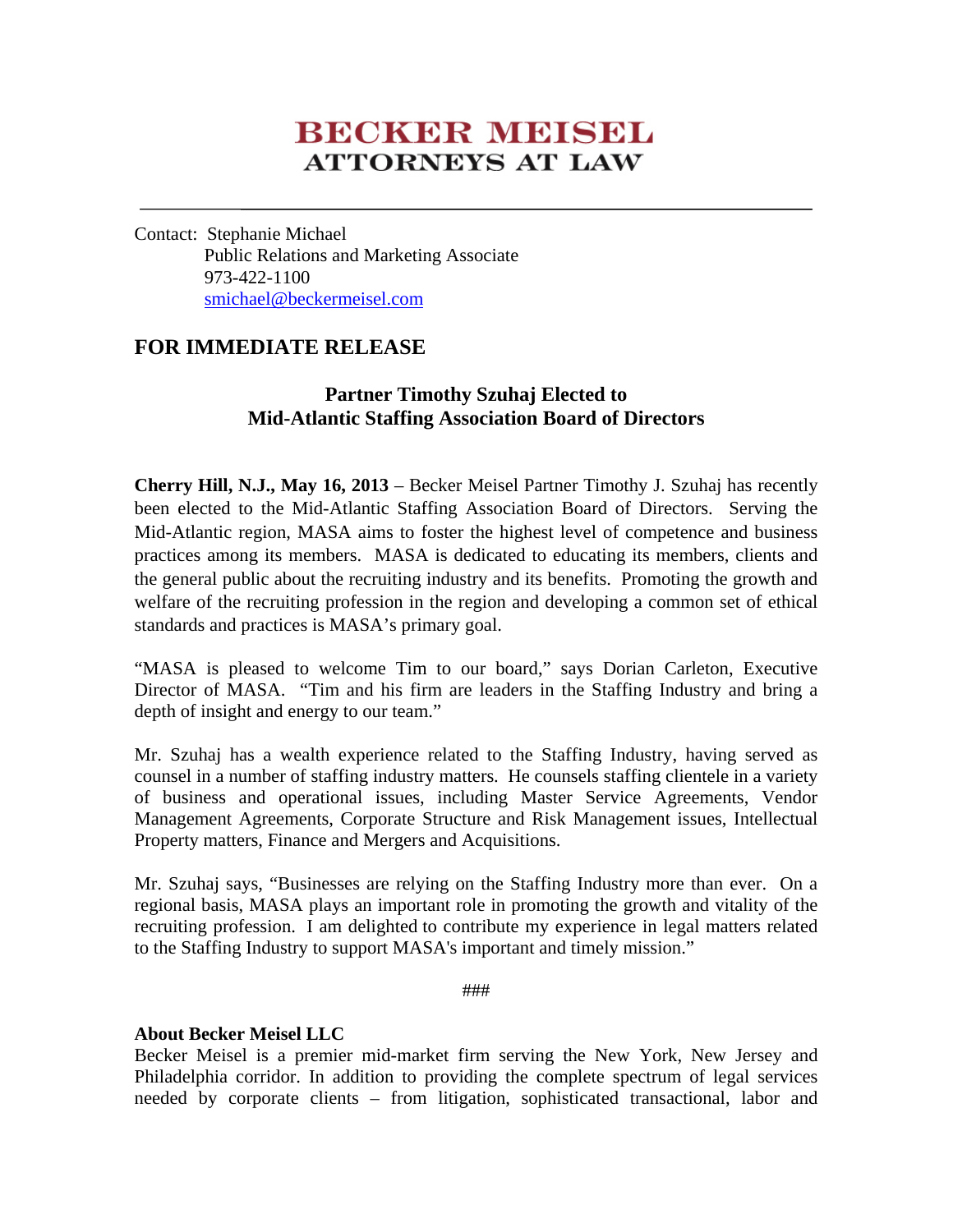# BECKER MEISEL
## ATTORNEYS AT LAW

---

Contact: Stephanie Michael
Public Relations and Marketing Associate
973-422-1100
smichael@beckermeisel.com

## FOR IMMEDIATE RELEASE

### Partner Timothy Szuhaj Elected to Mid-Atlantic Staffing Association Board of Directors

**Cherry Hill, N.J., May 16, 2013** – Becker Meisel Partner Timothy J. Szuhaj has recently been elected to the Mid-Atlantic Staffing Association Board of Directors. Serving the Mid-Atlantic region, MASA aims to foster the highest level of competence and business practices among its members. MASA is dedicated to educating its members, clients and the general public about the recruiting industry and its benefits. Promoting the growth and welfare of the recruiting profession in the region and developing a common set of ethical standards and practices is MASA's primary goal.

"MASA is pleased to welcome Tim to our board," says Dorian Carleton, Executive Director of MASA. "Tim and his firm are leaders in the Staffing Industry and bring a depth of insight and energy to our team."

Mr. Szuhaj has a wealth experience related to the Staffing Industry, having served as counsel in a number of staffing industry matters. He counsels staffing clientele in a variety of business and operational issues, including Master Service Agreements, Vendor Management Agreements, Corporate Structure and Risk Management issues, Intellectual Property matters, Finance and Mergers and Acquisitions.

Mr. Szuhaj says, "Businesses are relying on the Staffing Industry more than ever. On a regional basis, MASA plays an important role in promoting the growth and vitality of the recruiting profession. I am delighted to contribute my experience in legal matters related to the Staffing Industry to support MASA's important and timely mission."

###

**About Becker Meisel LLC**
Becker Meisel is a premier mid-market firm serving the New York, New Jersey and Philadelphia corridor. In addition to providing the complete spectrum of legal services needed by corporate clients – from litigation, sophisticated transactional, labor and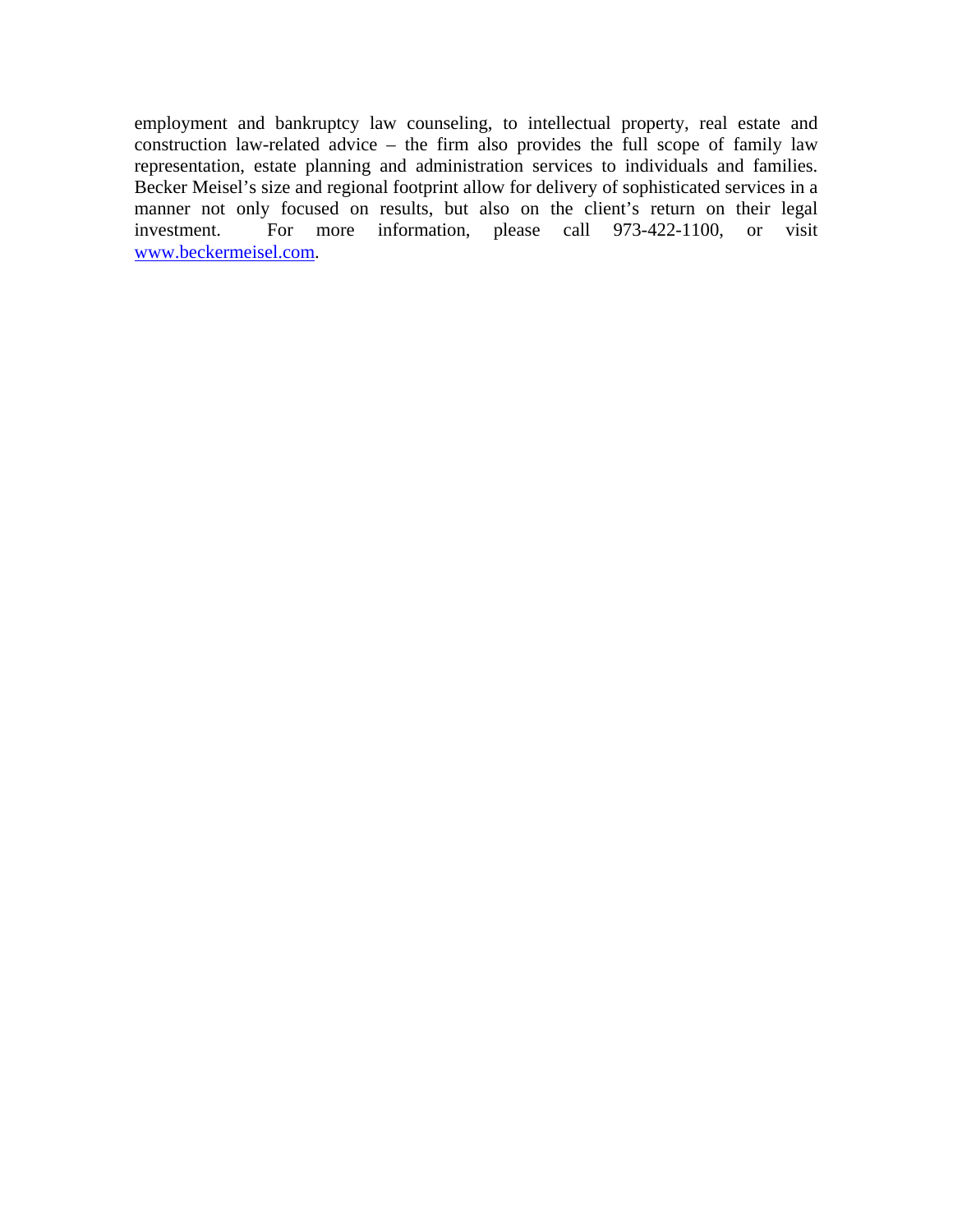employment and bankruptcy law counseling, to intellectual property, real estate and construction law-related advice – the firm also provides the full scope of family law representation, estate planning and administration services to individuals and families. Becker Meisel's size and regional footprint allow for delivery of sophisticated services in a manner not only focused on results, but also on the client's return on their legal investment. For more information, please call 973-422-1100, or visit [www.beckermeisel.com](http://www.beckermeisel.com).